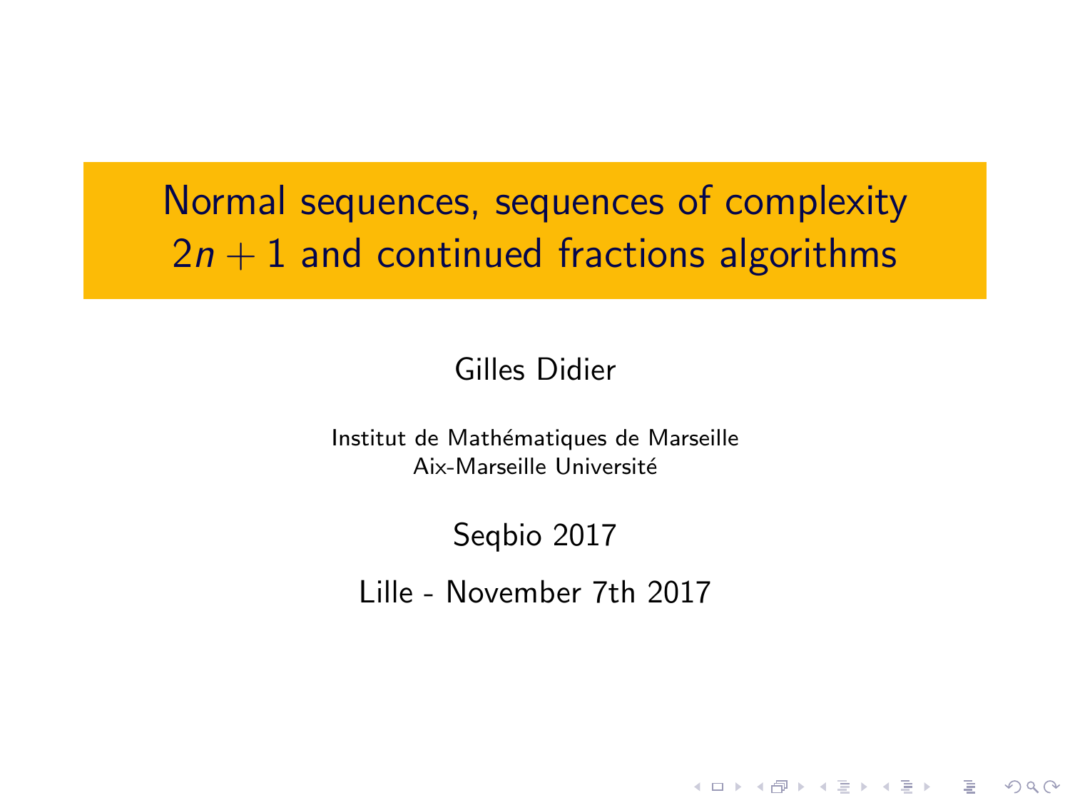# Normal sequences, sequences of complexity $2n + 1$ and continued fractions algorithms

Gilles Didier

Institut de Mathématiques de Marseille
Aix-Marseille Université

Seqbio 2017

Lille - November 7th 2017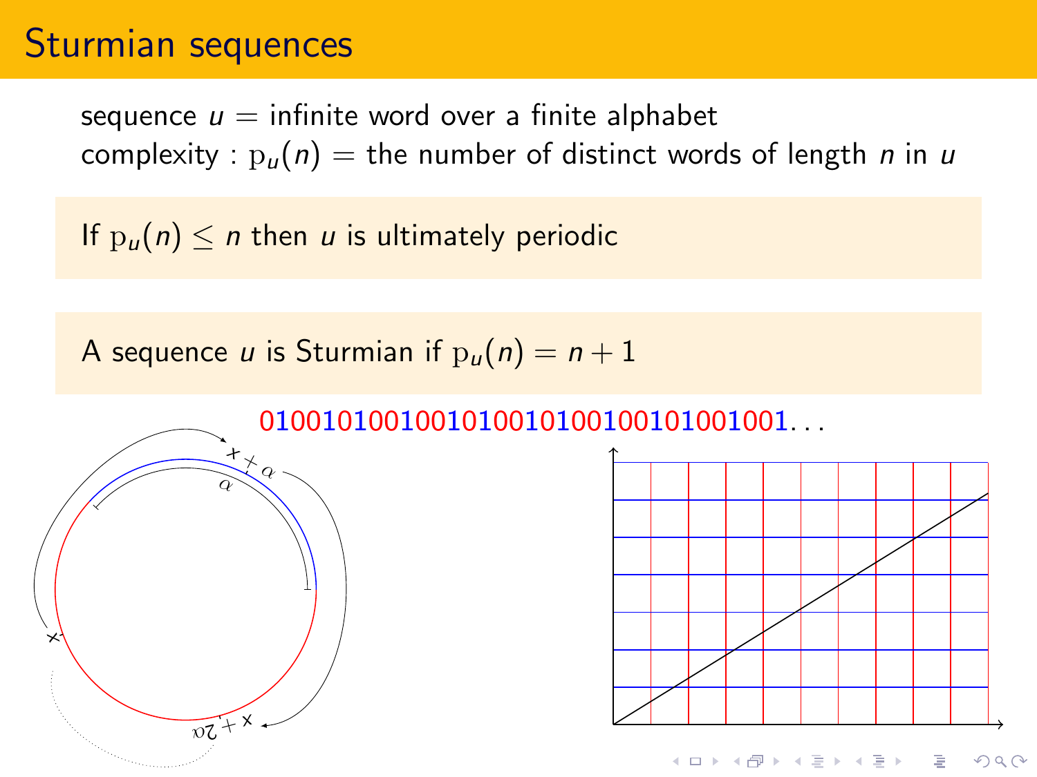# Sturmian sequences

sequence $u$ = infinite word over a finite alphabet
complexity : $\mathrm{p}_u(n)$ = the number of distinct words of length $n$ in $u$

If $\mathrm{p}_u(n) \leq n$ then $u$ is ultimately periodic

A sequence $u$ is Sturmian if $\mathrm{p}_u(n) = n + 1$

0100101001001010010100100101001001...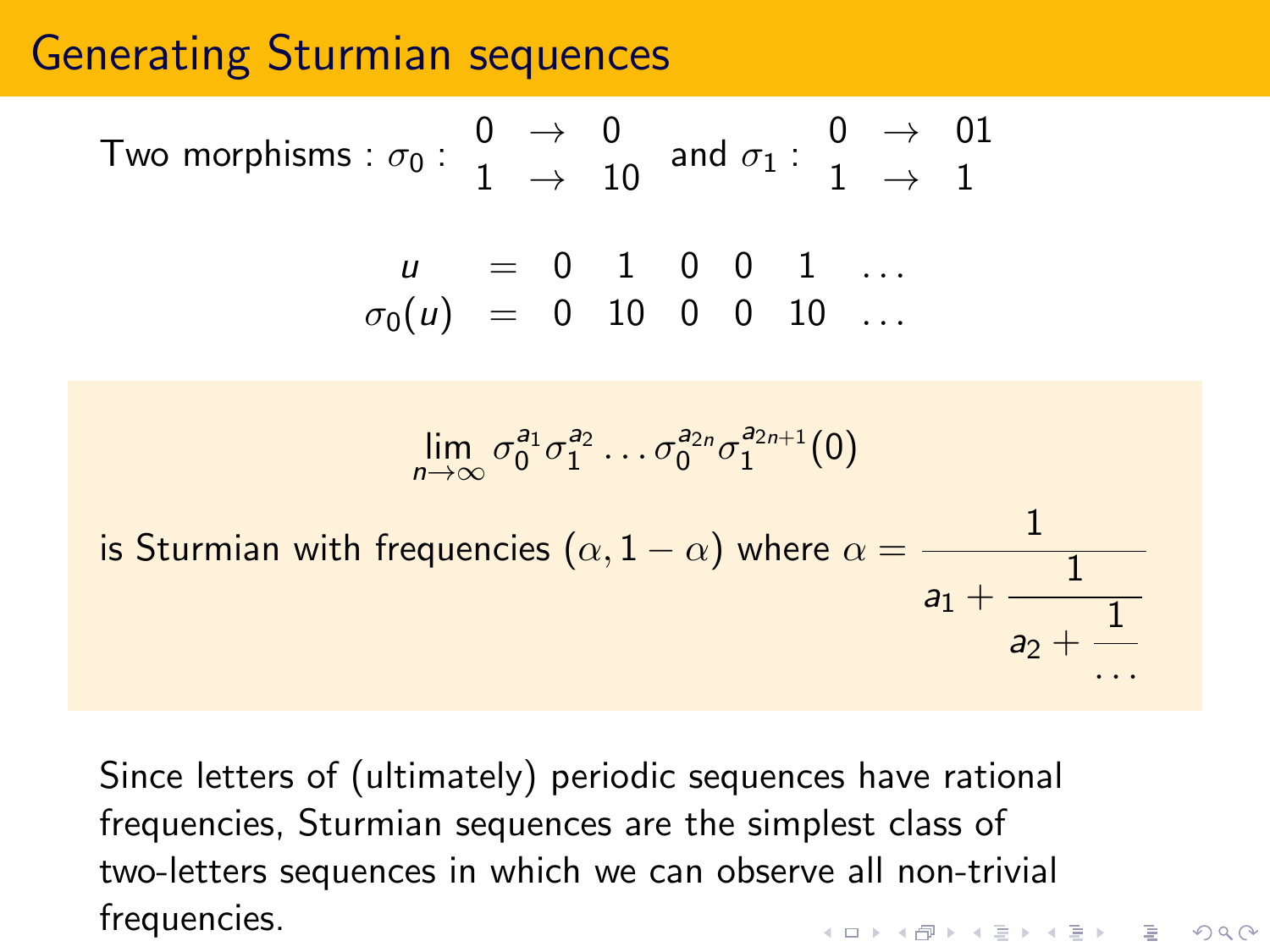# Generating Sturmian sequences

Two morphisms : $\sigma_0 : \begin{array}{ccc} 0 & \rightarrow & 0 \\ 1 & \rightarrow & 10 \end{array}$ and $\sigma_1 : \begin{array}{ccc} 0 & \rightarrow & 01 \\ 1 & \rightarrow & 1 \end{array}$

$$
\begin{array}{ccccccccc}
u & = & 0 & 1 & 0 & 0 & 1 & \ldots \\
\sigma_0(u) & = & 0 & 10 & 0 & 0 & 10 & \ldots
\end{array}
$$

$$\lim_{n\to\infty} \sigma_0^{a_1}\sigma_1^{a_2}\ldots\sigma_0^{a_{2n}}\sigma_1^{a_{2n+1}}(0)$$

is Sturmian with frequencies $(\alpha, 1-\alpha)$ where $\alpha = \cfrac{1}{a_1 + \cfrac{1}{a_2 + \cfrac{1}{\ldots}}}$

Since letters of (ultimately) periodic sequences have rational frequencies, Sturmian sequences are the simplest class of two-letters sequences in which we can observe all non-trivial frequencies.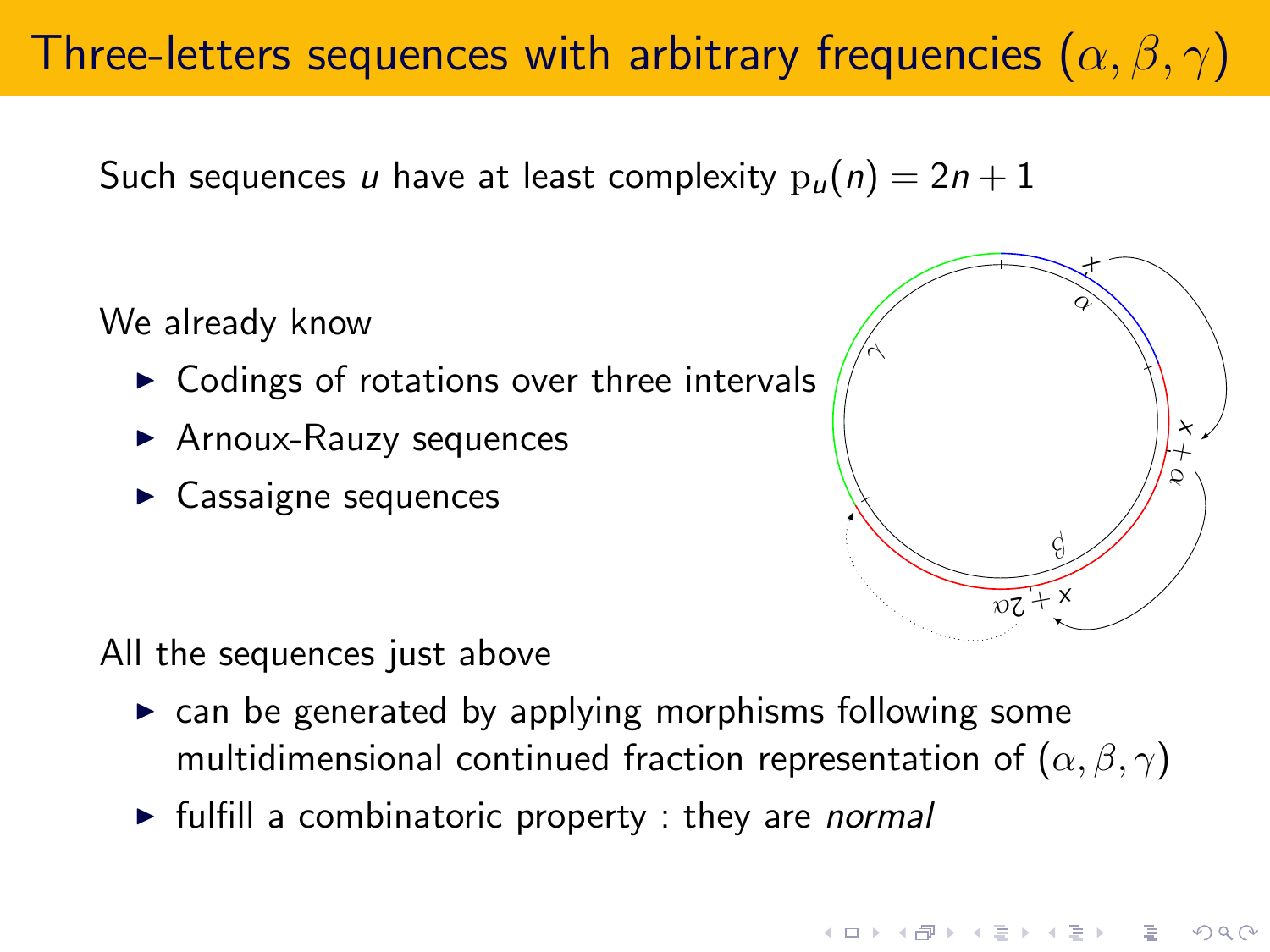# Three-letters sequences with arbitrary frequencies $(\alpha, \beta, \gamma)$

Such sequences $u$ have at least complexity $\mathrm{p}_u(n) = 2n + 1$

We already know

- Codings of rotations over three intervals
- Arnoux-Rauzy sequences
- Cassaigne sequences

All the sequences just above

- can be generated by applying morphisms following some multidimensional continued fraction representation of $(\alpha, \beta, \gamma)$
- fulfill a combinatoric property : they are *normal*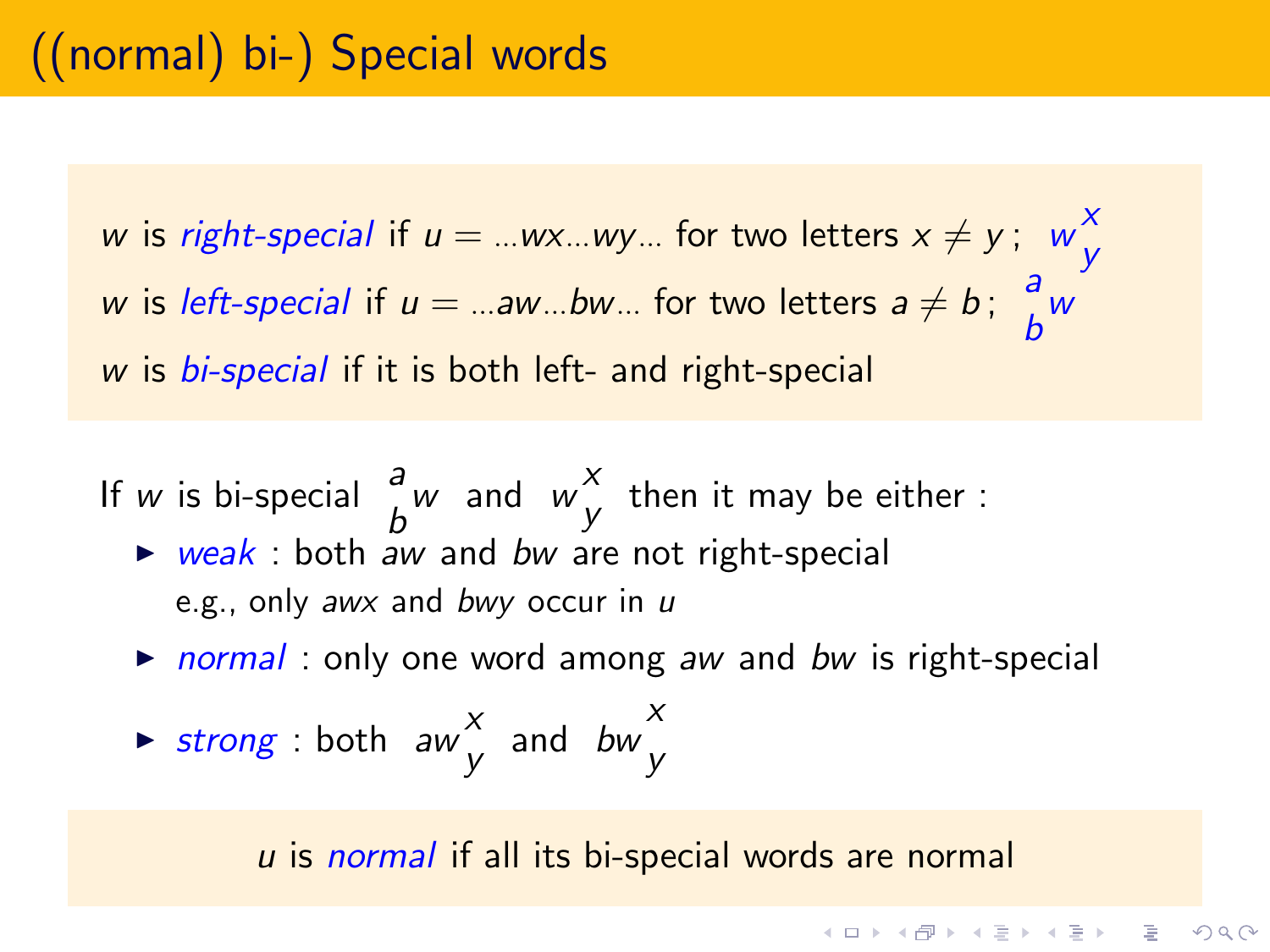# ((normal) bi-) Special words

$w$ is *right-special* if $u = \ldots wx \ldots wy \ldots$ for two letters $x \neq y$ ; $w^{x}_{y}$

$w$ is *left-special* if $u = \ldots aw \ldots bw \ldots$ for two letters $a \neq b$ ; ${}^{a}_{b}w$

$w$ is *bi-special* if it is both left- and right-special

If $w$ is bi-special ${}^{a}_{b}w$ and $w^{x}_{y}$ then it may be either :

- *weak* : both $aw$ and $bw$ are not right-special
  e.g., only $awx$ and $bwy$ occur in $u$
- *normal* : only one word among $aw$ and $bw$ is right-special
- *strong* : both $aw^{x}_{y}$ and $bw^{x}_{y}$

$u$ is *normal* if all its bi-special words are normal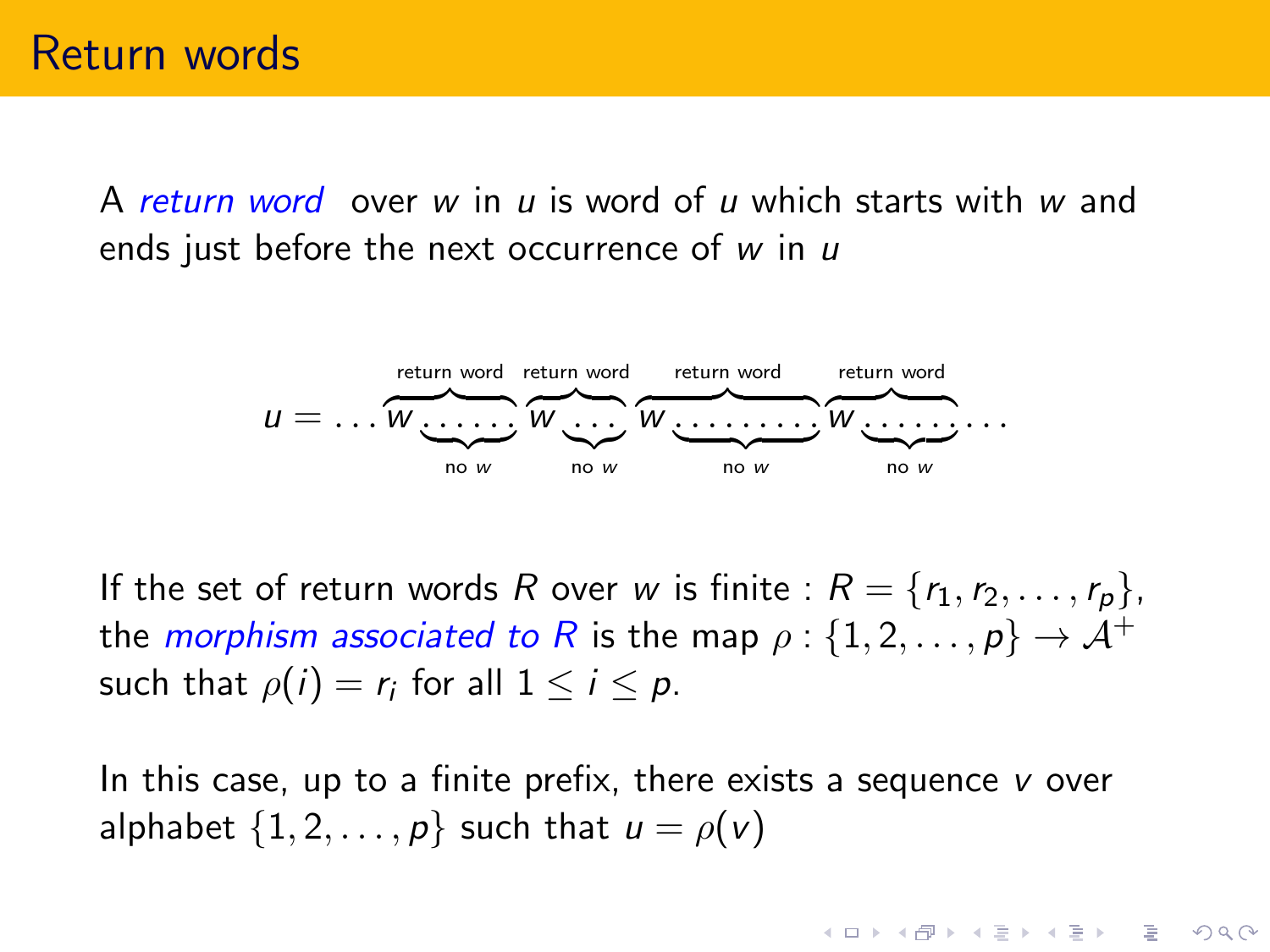# Return words

A *return word* over $w$ in $u$ is word of $u$ which starts with $w$ and ends just before the next occurrence of $w$ in $u$

$$u = \ldots \overbrace{w\underbrace{\ldots\ldots}_{\text{no } w}}^{\text{return word}} \overbrace{w\underbrace{\ldots}_{\text{no } w}}^{\text{return word}} \overbrace{w\underbrace{\ldots\ldots\ldots}_{\text{no } w}}^{\text{return word}} \overbrace{w\underbrace{\ldots\ldots}_{\text{no } w}}^{\text{return word}} \ldots$$

If the set of return words $R$ over $w$ is finite : $R = \{r_1, r_2, \ldots, r_p\}$, the *morphism associated to $R$* is the map $\rho : \{1, 2, \ldots, p\} \to \mathcal{A}^+$ such that $\rho(i) = r_i$ for all $1 \leq i \leq p$.

In this case, up to a finite prefix, there exists a sequence $v$ over alphabet $\{1, 2, \ldots, p\}$ such that $u = \rho(v)$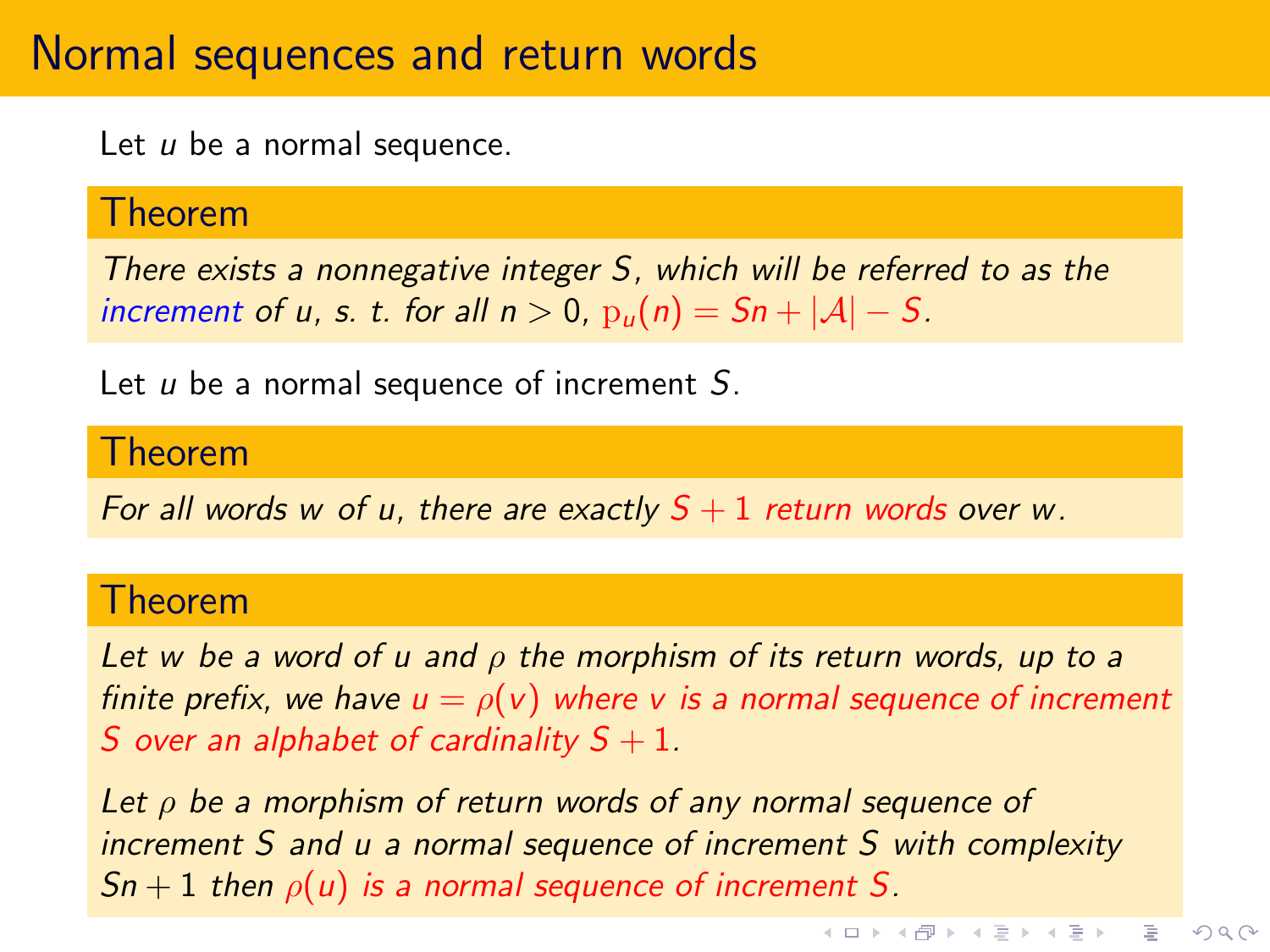# Normal sequences and return words

Let $u$ be a normal sequence.

**Theorem**

*There exists a nonnegative integer $S$, which will be referred to as the increment of $u$, s. t. for all $n > 0$, $\mathrm{p}_u(n) = Sn + |\mathcal{A}| - S$.*

Let $u$ be a normal sequence of increment $S$.

**Theorem**

*For all words $w$ of $u$, there are exactly $S + 1$ return words over $w$.*

**Theorem**

*Let $w$ be a word of $u$ and $\rho$ the morphism of its return words, up to a finite prefix, we have $u = \rho(v)$ where $v$ is a normal sequence of increment $S$ over an alphabet of cardinality $S + 1$.*

*Let $\rho$ be a morphism of return words of any normal sequence of increment $S$ and $u$ a normal sequence of increment $S$ with complexity $Sn + 1$ then $\rho(u)$ is a normal sequence of increment $S$.*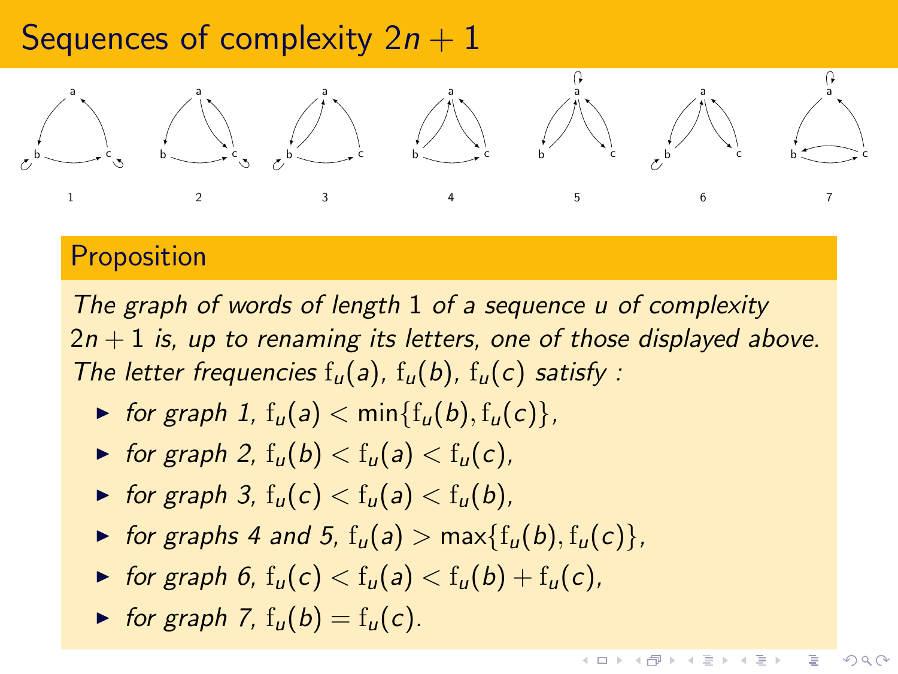# Sequences of complexity $2n + 1$

1 2 3 4 5 6 7

## Proposition

*The graph of words of length* 1 *of a sequence* $u$ *of complexity* $2n + 1$ *is, up to renaming its letters, one of those displayed above. The letter frequencies* $\mathrm{f}_u(a)$, $\mathrm{f}_u(b)$, $\mathrm{f}_u(c)$ *satisfy :*

- *for graph 1,* $\mathrm{f}_u(a) < \min\{\mathrm{f}_u(b), \mathrm{f}_u(c)\}$,
- *for graph 2,* $\mathrm{f}_u(b) < \mathrm{f}_u(a) < \mathrm{f}_u(c)$,
- *for graph 3,* $\mathrm{f}_u(c) < \mathrm{f}_u(a) < \mathrm{f}_u(b)$,
- *for graphs 4 and 5,* $\mathrm{f}_u(a) > \max\{\mathrm{f}_u(b), \mathrm{f}_u(c)\}$,
- *for graph 6,* $\mathrm{f}_u(c) < \mathrm{f}_u(a) < \mathrm{f}_u(b) + \mathrm{f}_u(c)$,
- *for graph 7,* $\mathrm{f}_u(b) = \mathrm{f}_u(c)$.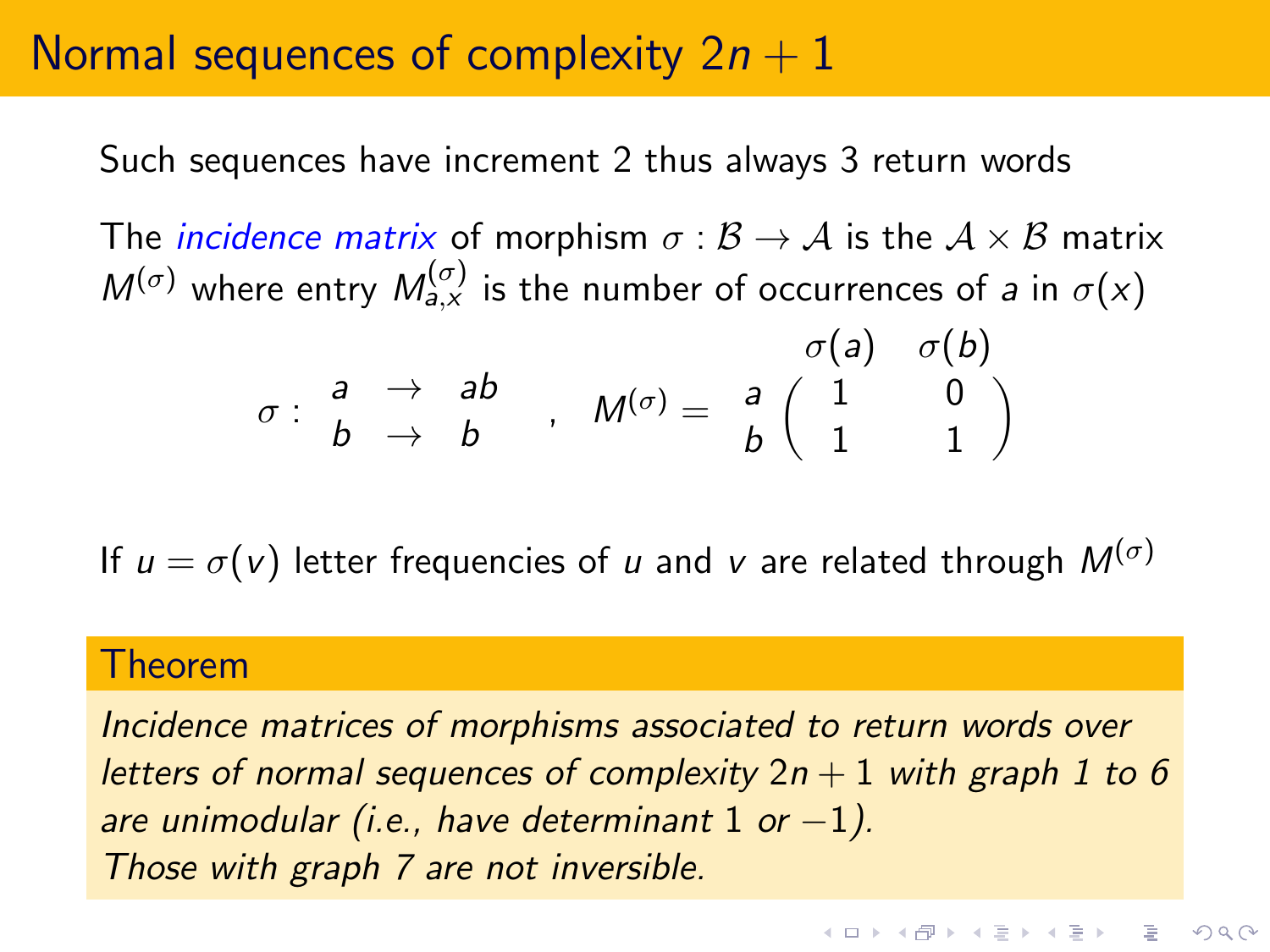# Normal sequences of complexity $2n+1$

Such sequences have increment 2 thus always 3 return words

The *incidence matrix* of morphism $\sigma : \mathcal{B} \to \mathcal{A}$ is the $\mathcal{A} \times \mathcal{B}$ matrix $M^{(\sigma)}$ where entry $M^{(\sigma)}_{a,x}$ is the number of occurrences of $a$ in $\sigma(x)$

$$\sigma : \begin{array}{ccc} a & \to & ab \\ b & \to & b \end{array} \quad , \quad M^{(\sigma)} = \begin{array}{c} \\ a \\ b \end{array} \begin{array}{c} \begin{array}{cc} \sigma(a) & \sigma(b) \end{array} \\ \begin{pmatrix} 1 & 0 \\ 1 & 1 \end{pmatrix} \end{array}$$

If $u = \sigma(v)$ letter frequencies of $u$ and $v$ are related through $M^{(\sigma)}$

**Theorem**

*Incidence matrices of morphisms associated to return words over letters of normal sequences of complexity $2n+1$ with graph 1 to 6 are unimodular (i.e., have determinant $1$ or $-1$).*
*Those with graph 7 are not inversible.*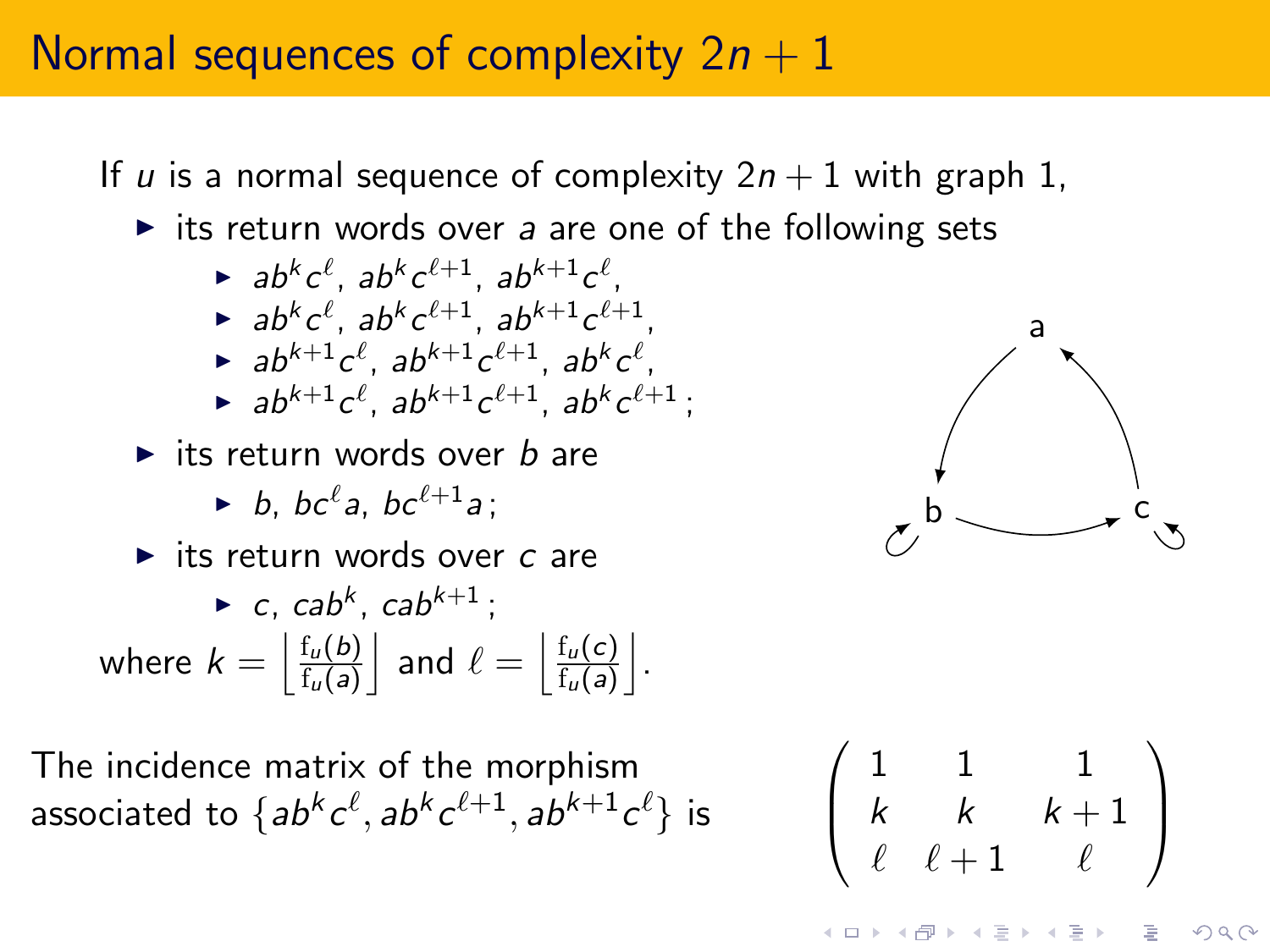# Normal sequences of complexity $2n+1$

If $u$ is a normal sequence of complexity $2n+1$ with graph 1,

- its return words over $a$ are one of the following sets
  - $ab^kc^\ell$, $ab^kc^{\ell+1}$, $ab^{k+1}c^\ell$,
  - $ab^kc^\ell$, $ab^kc^{\ell+1}$, $ab^{k+1}c^{\ell+1}$,
  - $ab^{k+1}c^\ell$, $ab^{k+1}c^{\ell+1}$, $ab^kc^\ell$,
  - $ab^{k+1}c^\ell$, $ab^{k+1}c^{\ell+1}$, $ab^kc^{\ell+1}$ ;
- its return words over $b$ are
  - $b$, $bc^\ell a$, $bc^{\ell+1}a$ ;
- its return words over $c$ are
  - $c$, $cab^k$, $cab^{k+1}$ ;

where $k = \left\lfloor \frac{\mathrm{f}_u(b)}{\mathrm{f}_u(a)} \right\rfloor$ and $\ell = \left\lfloor \frac{\mathrm{f}_u(c)}{\mathrm{f}_u(a)} \right\rfloor$.

The incidence matrix of the morphism associated to $\{ab^kc^\ell, ab^kc^{\ell+1}, ab^{k+1}c^\ell\}$ is

$$\begin{pmatrix} 1 & 1 & 1 \\ k & k & k+1 \\ \ell & \ell+1 & \ell \end{pmatrix}$$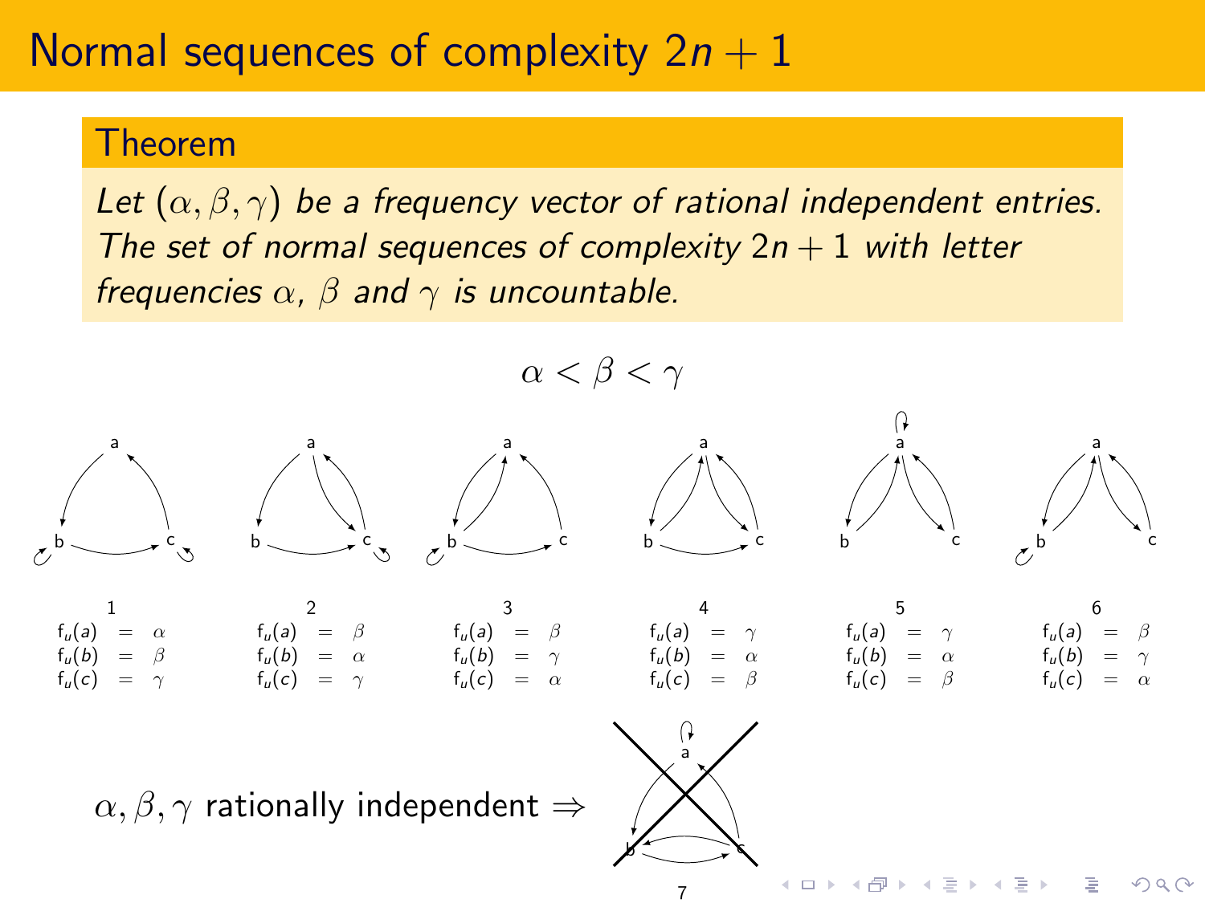# Normal sequences of complexity $2n+1$

**Theorem**

*Let $(\alpha, \beta, \gamma)$ be a frequency vector of rational independent entries. The set of normal sequences of complexity $2n+1$ with letter frequencies $\alpha$, $\beta$ and $\gamma$ is uncountable.*

$$\alpha < \beta < \gamma$$

a
b
c

1
$f_u(a) = \alpha$
$f_u(b) = \beta$
$f_u(c) = \gamma$

2
$f_u(a) = \beta$
$f_u(b) = \alpha$
$f_u(c) = \gamma$

3
$f_u(a) = \beta$
$f_u(b) = \gamma$
$f_u(c) = \alpha$

4
$f_u(a) = \gamma$
$f_u(b) = \alpha$
$f_u(c) = \beta$

5
$f_u(a) = \gamma$
$f_u(b) = \alpha$
$f_u(c) = \beta$

6
$f_u(a) = \beta$
$f_u(b) = \gamma$
$f_u(c) = \alpha$

$\alpha, \beta, \gamma$ rationally independent $\Rightarrow$

a
b
c

7